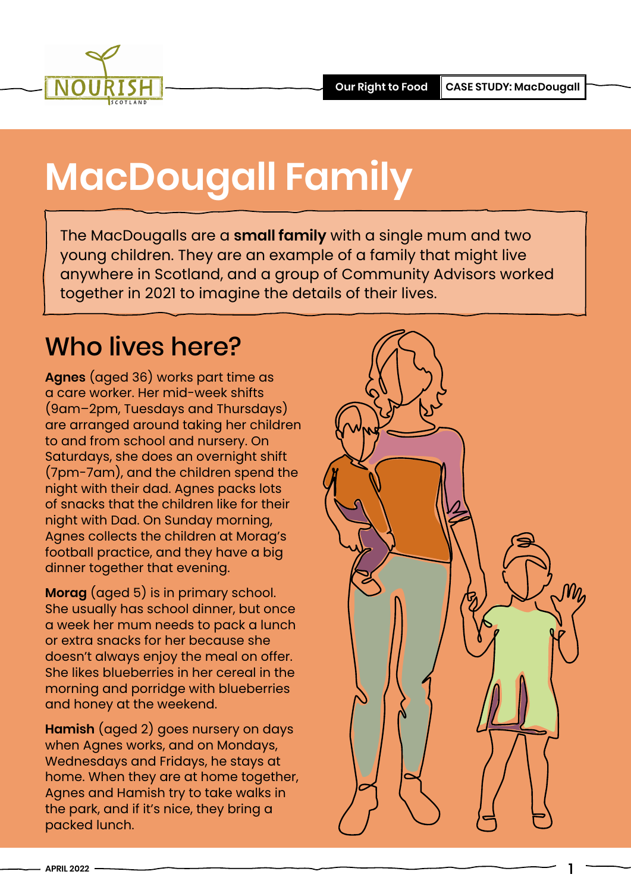# MacDougall Family

The MacDougalls are a **small family** with a single mum and two young children. They are an example of a family that might live anywhere in Scotland, and a group of Community Advisors worked together in 2021 to imagine the details of their lives.

## Who lives here?

**Agnes** (aged 36) works part time as a care worker. Her mid-week shifts (9am–2pm, Tuesdays and Thursdays) are arranged around taking her children to and from school and nursery. On Saturdays, she does an overnight shift (7pm-7am), and the children spend the night with their dad. Agnes packs lots of snacks that the children like for their night with Dad. On Sunday morning, Agnes collects the children at Morag's football practice, and they have a big dinner together that evening.

**Morag** (aged 5) is in primary school. She usually has school dinner, but once a week her mum needs to pack a lunch or extra snacks for her because she doesn't always enjoy the meal on offer. She likes blueberries in her cereal in the morning and porridge with blueberries and honey at the weekend.

**Hamish** (aged 2) goes nursery on days when Agnes works, and on Mondays, Wednesdays and Fridays, he stays at home. When they are at home together, Agnes and Hamish try to take walks in the park, and if it's nice, they bring a packed lunch.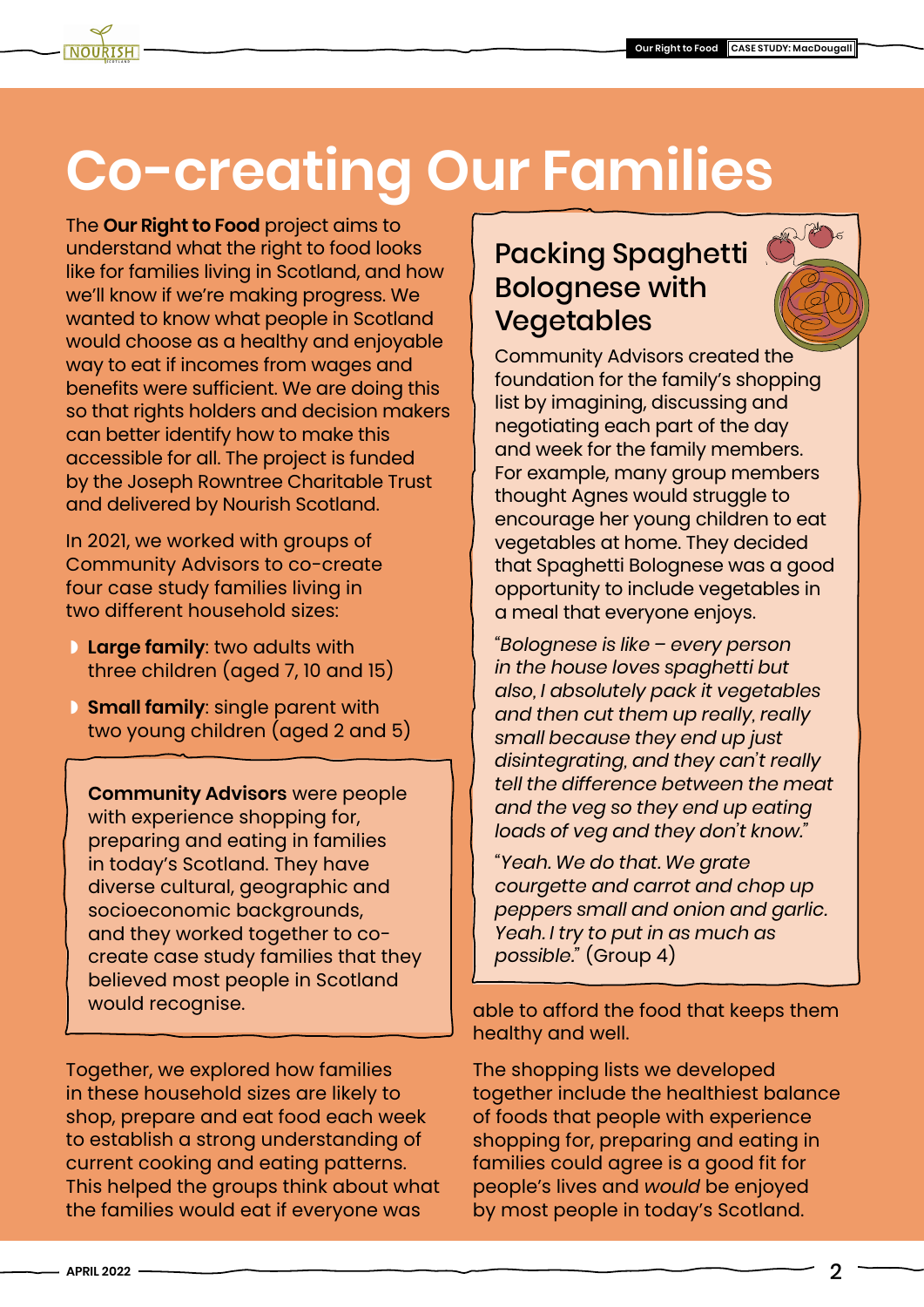# Co-creating Our Families

The **Our Right to Food** project aims to understand what the right to food looks like for families living in Scotland, and how we'll know if we're making progress. We wanted to know what people in Scotland would choose as a healthy and enjoyable way to eat if incomes from wages and benefits were sufficient. We are doing this so that rights holders and decision makers can better identify how to make this accessible for all. The project is funded by the Joseph Rowntree Charitable Trust and delivered by Nourish Scotland.

In 2021, we worked with groups of Community Advisors to co-create four case study families living in two different household sizes:

- **Large family**: two adults with three children (aged 7, 10 and 15)
- **Small family**: single parent with two young children (aged 2 and 5)

**Community Advisors** were people with experience shopping for, preparing and eating in families in today's Scotland. They have diverse cultural, geographic and socioeconomic backgrounds, and they worked together to co-create case study families that they believed most people in Scotland would recognise.

Together, we explored how families in these household sizes are likely to shop, prepare and eat food each week to establish a strong understanding of current cooking and eating patterns. This helped the groups think about what the families would eat if everyone was able to afford the food that keeps them healthy and well.

The shopping lists we developed together include the healthiest balance of foods that people with experience shopping for, preparing and eating in families could agree is a good fit for people's lives and *would* be enjoyed by most people in today's Scotland.

## Packing Spaghetti Bolognese with Vegetables

Community Advisors created the foundation for the family's shopping list by imagining, discussing and negotiating each part of the day and week for the family members. For example, many group members thought Agnes would struggle to encourage her young children to eat vegetables at home. They decided that Spaghetti Bolognese was a good opportunity to include vegetables in a meal that everyone enjoys.

"*Bolognese is like – every person in the house loves spaghetti but also, I absolutely pack it vegetables and then cut them up really, really small because they end up just disintegrating, and they can't really tell the difference between the meat and the veg so they end up eating loads of veg and they don't know.*"

"*Yeah. We do that. We grate courgette and carrot and chop up peppers small and onion and garlic. Yeah. I try to put in as much as possible.*" (Group 4)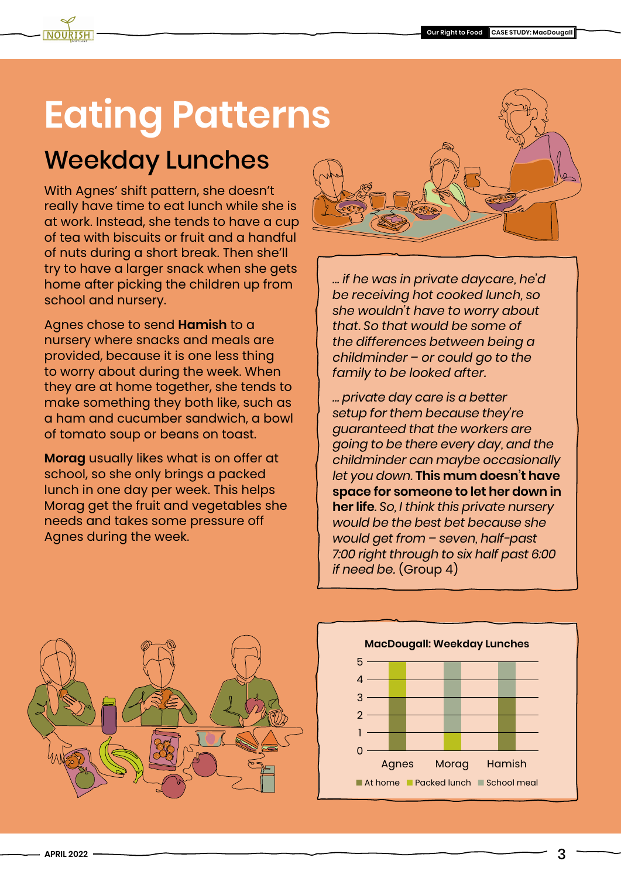# Eating Patterns

## Weekday Lunches

With Agnes' shift pattern, she doesn't really have time to eat lunch while she is at work. Instead, she tends to have a cup of tea with biscuits or fruit and a handful of nuts during a short break. Then she'll try to have a larger snack when she gets home after picking the children up from school and nursery.

Agnes chose to send **Hamish** to a nursery where snacks and meals are provided, because it is one less thing to worry about during the week. When they are at home together, she tends to make something they both like, such as a ham and cucumber sandwich, a bowl of tomato soup or beans on toast.

**Morag** usually likes what is on offer at school, so she only brings a packed lunch in one day per week. This helps Morag get the fruit and vegetables she needs and takes some pressure off Agnes during the week.

*... if he was in private daycare, he'd be receiving hot cooked lunch, so she wouldn't have to worry about that. So that would be some of the differences between being a childminder – or could go to the family to be looked after.*

*... private day care is a better setup for them because they're guaranteed that the workers are going to be there every day, and the childminder can maybe occasionally let you down.* **This mum doesn't have space for someone to let her down in her life.** *So, I think this private nursery would be the best bet because she would get from – seven, half-past 7:00 right through to six half past 6:00 if need be.* (Group 4)

**MacDougall: Weekday Lunches**

| | At home | Packed lunch | School meal |
|---|---|---|---|
| Agnes | 3 | 2 | 0 |
| Morag | 0 | 1 | 4 |
| Hamish | 3 | 0 | 2 |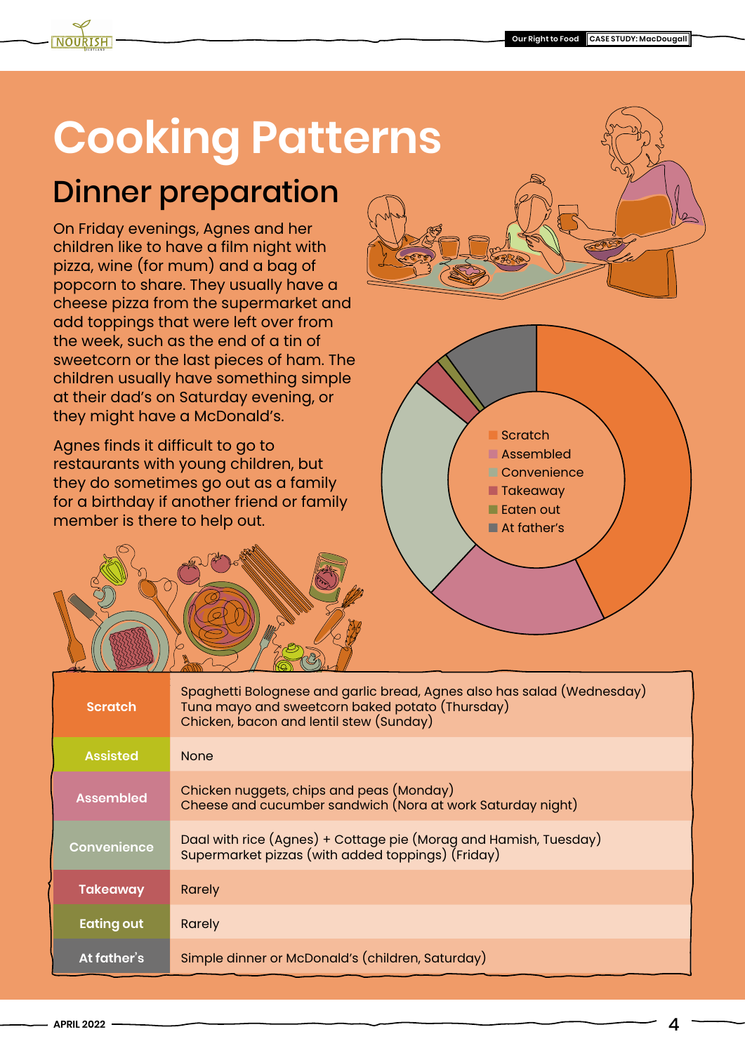# Cooking Patterns

## Dinner preparation

On Friday evenings, Agnes and her children like to have a film night with pizza, wine (for mum) and a bag of popcorn to share. They usually have a cheese pizza from the supermarket and add toppings that were left over from the week, such as the end of a tin of sweetcorn or the last pieces of ham. The children usually have something simple at their dad's on Saturday evening, or they might have a McDonald's.

Agnes finds it difficult to go to restaurants with young children, but they do sometimes go out as a family for a birthday if another friend or family member is there to help out.

- Scratch
- Assembled
- Convenience
- Takeaway
- Eaten out
- At father's

| | |
|---|---|
| Scratch | Spaghetti Bolognese and garlic bread, Agnes also has salad (Wednesday)<br>Tuna mayo and sweetcorn baked potato (Thursday)<br>Chicken, bacon and lentil stew (Sunday) |
| Assisted | None |
| Assembled | Chicken nuggets, chips and peas (Monday)<br>Cheese and cucumber sandwich (Nora at work Saturday night) |
| Convenience | Daal with rice (Agnes) + Cottage pie (Morag and Hamish, Tuesday)<br>Supermarket pizzas (with added toppings) (Friday) |
| Takeaway | Rarely |
| Eating out | Rarely |
| At father's | Simple dinner or McDonald's (children, Saturday) |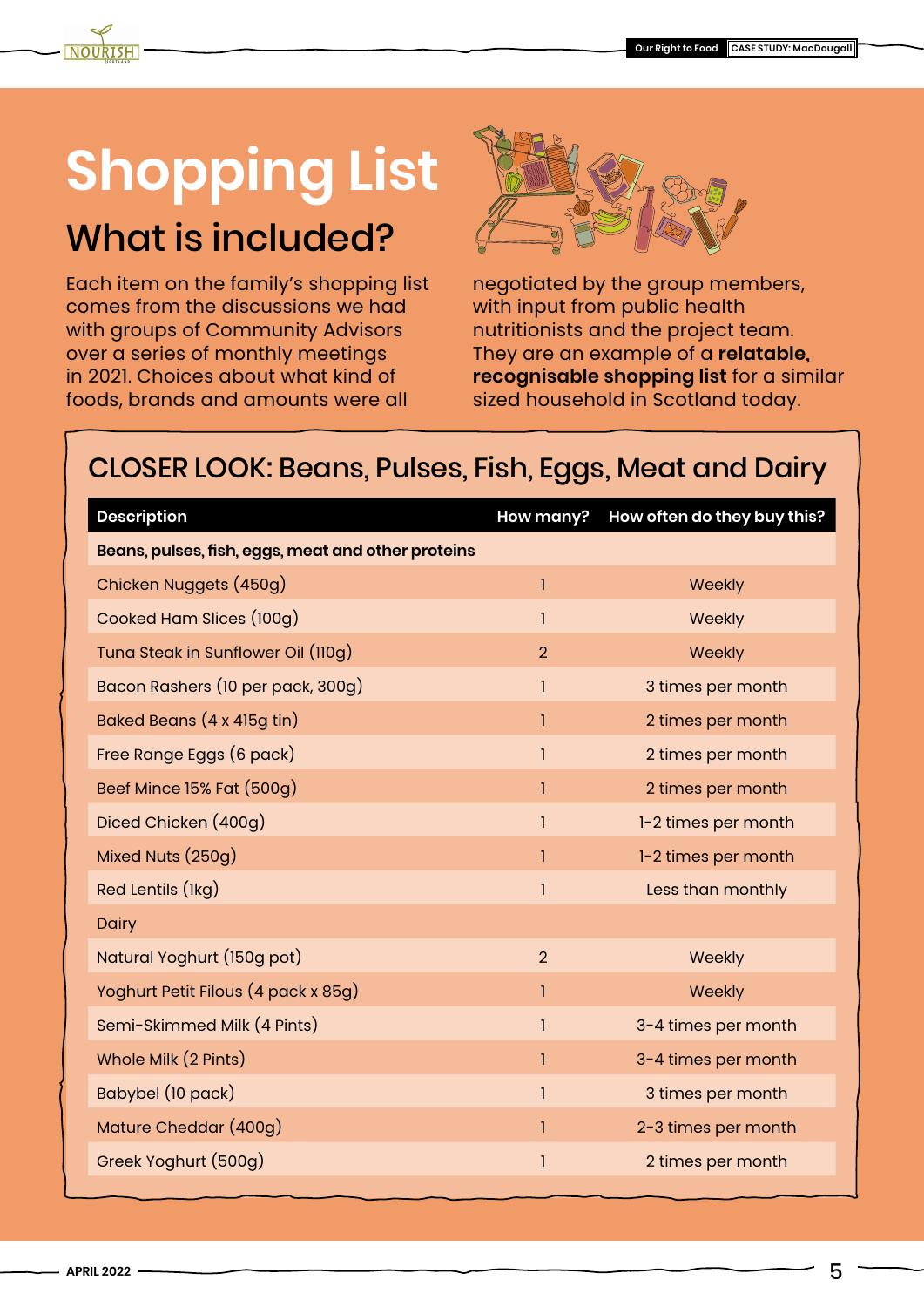# Shopping List

## What is included?

Each item on the family's shopping list comes from the discussions we had with groups of Community Advisors over a series of monthly meetings in 2021. Choices about what kind of foods, brands and amounts were all negotiated by the group members, with input from public health nutritionists and the project team. They are an example of a **relatable, recognisable shopping list** for a similar sized household in Scotland today.

## CLOSER LOOK: Beans, Pulses, Fish, Eggs, Meat and Dairy

| Description | How many? | How often do they buy this? |
|---|---|---|
| **Beans, pulses, fish, eggs, meat and other proteins** | | |
| Chicken Nuggets (450g) | 1 | Weekly |
| Cooked Ham Slices (100g) | 1 | Weekly |
| Tuna Steak in Sunflower Oil (110g) | 2 | Weekly |
| Bacon Rashers (10 per pack, 300g) | 1 | 3 times per month |
| Baked Beans (4 x 415g tin) | 1 | 2 times per month |
| Free Range Eggs (6 pack) | 1 | 2 times per month |
| Beef Mince 15% Fat (500g) | 1 | 2 times per month |
| Diced Chicken (400g) | 1 | 1-2 times per month |
| Mixed Nuts (250g) | 1 | 1-2 times per month |
| Red Lentils (1kg) | 1 | Less than monthly |
| Dairy | | |
| Natural Yoghurt (150g pot) | 2 | Weekly |
| Yoghurt Petit Filous (4 pack x 85g) | 1 | Weekly |
| Semi-Skimmed Milk (4 Pints) | 1 | 3-4 times per month |
| Whole Milk (2 Pints) | 1 | 3-4 times per month |
| Babybel (10 pack) | 1 | 3 times per month |
| Mature Cheddar (400g) | 1 | 2-3 times per month |
| Greek Yoghurt (500g) | 1 | 2 times per month |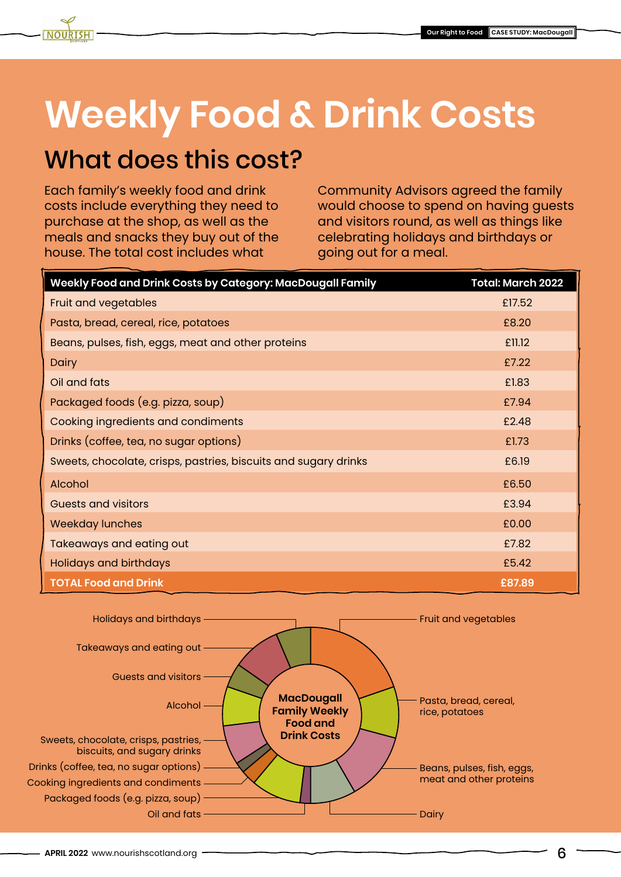# Weekly Food & Drink Costs

## What does this cost?

Each family's weekly food and drink costs include everything they need to purchase at the shop, as well as the meals and snacks they buy out of the house. The total cost includes what Community Advisors agreed the family would choose to spend on having guests and visitors round, as well as things like celebrating holidays and birthdays or going out for a meal.

| Weekly Food and Drink Costs by Category: MacDougall Family | Total: March 2022 |
|---|---|
| Fruit and vegetables | £17.52 |
| Pasta, bread, cereal, rice, potatoes | £8.20 |
| Beans, pulses, fish, eggs, meat and other proteins | £11.12 |
| Dairy | £7.22 |
| Oil and fats | £1.83 |
| Packaged foods (e.g. pizza, soup) | £7.94 |
| Cooking ingredients and condiments | £2.48 |
| Drinks (coffee, tea, no sugar options) | £1.73 |
| Sweets, chocolate, crisps, pastries, biscuits and sugary drinks | £6.19 |
| Alcohol | £6.50 |
| Guests and visitors | £3.94 |
| Weekday lunches | £0.00 |
| Takeaways and eating out | £7.82 |
| Holidays and birthdays | £5.42 |
| **TOTAL Food and Drink** | **£87.89** |

MacDougall Family Weekly Food and Drink Costs

Holidays and birthdays
Takeaways and eating out
Guests and visitors
Alcohol
Sweets, chocolate, crisps, pastries, biscuits, and sugary drinks
Drinks (coffee, tea, no sugar options)
Cooking ingredients and condiments
Packaged foods (e.g. pizza, soup)
Oil and fats
Fruit and vegetables
Pasta, bread, cereal, rice, potatoes
Beans, pulses, fish, eggs, meat and other proteins
Dairy

APRIL 2022 www.nourishscotland.org